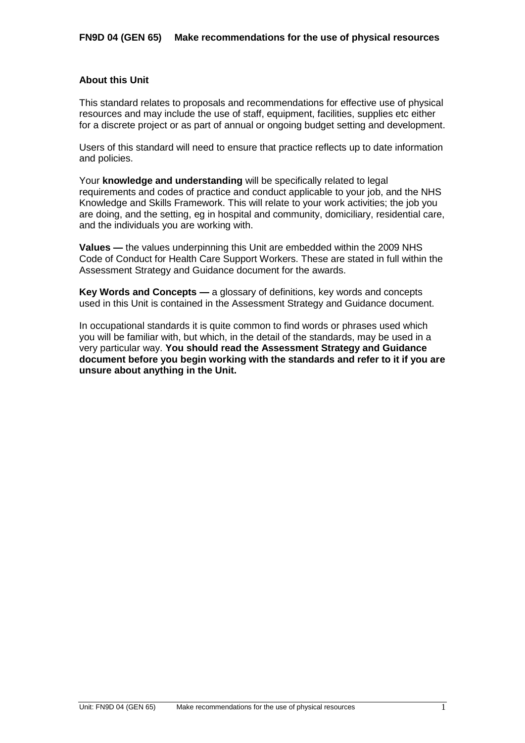# FN9D 04 (GEN 65) Make recommendations for the use of physical resources

## About this Unit

This standard relates to proposals and recommendations for effective use of physical resources and may include the use of staff, equipment, facilities, supplies etc either for a discrete project or as part of annual or ongoing budget setting and development.

Users of this standard will need to ensure that practice reflects up to date information and policies.

Your **knowledge and understanding** will be specifically related to legal requirements and codes of practice and conduct applicable to your job, and the NHS Knowledge and Skills Framework. This will relate to your work activities; the job you are doing, and the setting, eg in hospital and community, domiciliary, residential care, and the individuals you are working with.

**Values —** the values underpinning this Unit are embedded within the 2009 NHS Code of Conduct for Health Care Support Workers. These are stated in full within the Assessment Strategy and Guidance document for the awards.

**Key Words and Concepts —** a glossary of definitions, key words and concepts used in this Unit is contained in the Assessment Strategy and Guidance document.

In occupational standards it is quite common to find words or phrases used which you will be familiar with, but which, in the detail of the standards, may be used in a very particular way. **You should read the Assessment Strategy and Guidance document before you begin working with the standards and refer to it if you are unsure about anything in the Unit.**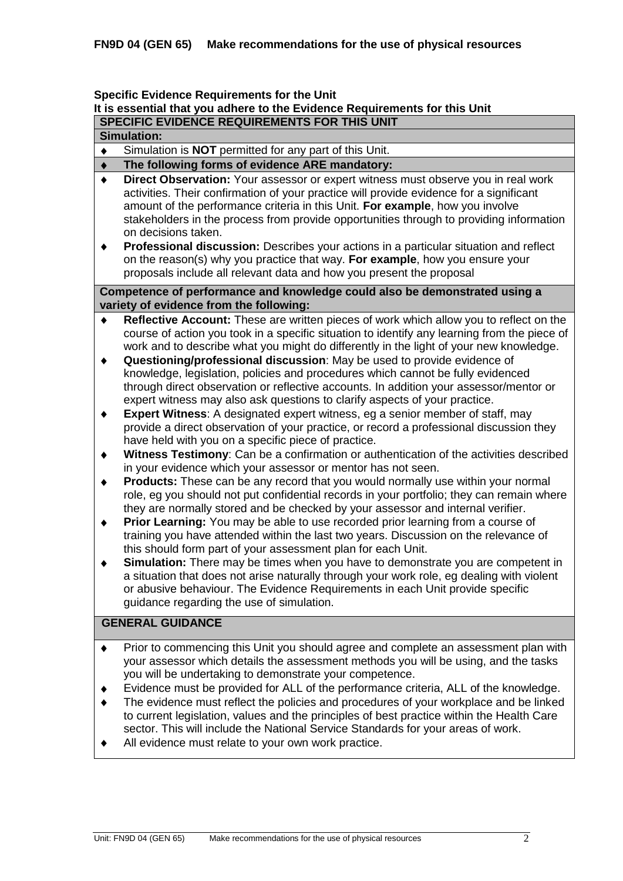**FN9D 04 (GEN 65) Make recommendations for the use of physical resources**

**Specific Evidence Requirements for the Unit**
**It is essential that you adhere to the Evidence Requirements for this Unit**

**SPECIFIC EVIDENCE REQUIREMENTS FOR THIS UNIT**

**Simulation:**

- Simulation is **NOT** permitted for any part of this Unit.
- **The following forms of evidence ARE mandatory:**
- **Direct Observation:** Your assessor or expert witness must observe you in real work activities. Their confirmation of your practice will provide evidence for a significant amount of the performance criteria in this Unit. **For example**, how you involve stakeholders in the process from provide opportunities through to providing information on decisions taken.
- **Professional discussion:** Describes your actions in a particular situation and reflect on the reason(s) why you practice that way. **For example**, how you ensure your proposals include all relevant data and how you present the proposal

**Competence of performance and knowledge could also be demonstrated using a variety of evidence from the following:**

- **Reflective Account:** These are written pieces of work which allow you to reflect on the course of action you took in a specific situation to identify any learning from the piece of work and to describe what you might do differently in the light of your new knowledge.
- **Questioning/professional discussion**: May be used to provide evidence of knowledge, legislation, policies and procedures which cannot be fully evidenced through direct observation or reflective accounts. In addition your assessor/mentor or expert witness may also ask questions to clarify aspects of your practice.
- **Expert Witness**: A designated expert witness, eg a senior member of staff, may provide a direct observation of your practice, or record a professional discussion they have held with you on a specific piece of practice.
- **Witness Testimony**: Can be a confirmation or authentication of the activities described in your evidence which your assessor or mentor has not seen.
- **Products:** These can be any record that you would normally use within your normal role, eg you should not put confidential records in your portfolio; they can remain where they are normally stored and be checked by your assessor and internal verifier.
- **Prior Learning:** You may be able to use recorded prior learning from a course of training you have attended within the last two years. Discussion on the relevance of this should form part of your assessment plan for each Unit.
- **Simulation:** There may be times when you have to demonstrate you are competent in a situation that does not arise naturally through your work role, eg dealing with violent or abusive behaviour. The Evidence Requirements in each Unit provide specific guidance regarding the use of simulation.

**GENERAL GUIDANCE**

- Prior to commencing this Unit you should agree and complete an assessment plan with your assessor which details the assessment methods you will be using, and the tasks you will be undertaking to demonstrate your competence.
- Evidence must be provided for ALL of the performance criteria, ALL of the knowledge.
- The evidence must reflect the policies and procedures of your workplace and be linked to current legislation, values and the principles of best practice within the Health Care sector. This will include the National Service Standards for your areas of work.
- All evidence must relate to your own work practice.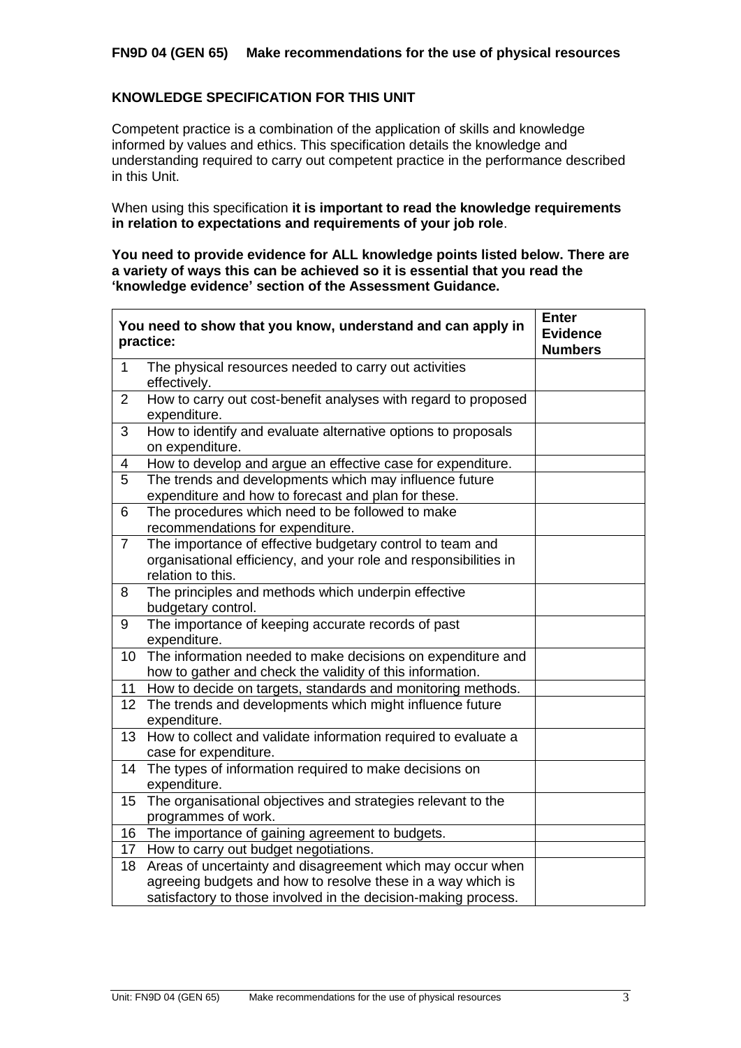**FN9D 04 (GEN 65) Make recommendations for the use of physical resources**

**KNOWLEDGE SPECIFICATION FOR THIS UNIT**

Competent practice is a combination of the application of skills and knowledge informed by values and ethics. This specification details the knowledge and understanding required to carry out competent practice in the performance described in this Unit.

When using this specification **it is important to read the knowledge requirements in relation to expectations and requirements of your job role**.

**You need to provide evidence for ALL knowledge points listed below. There are a variety of ways this can be achieved so it is essential that you read the 'knowledge evidence' section of the Assessment Guidance.**

| | You need to show that you know, understand and can apply in practice: | Enter Evidence Numbers |
|---|---|---|
| 1 | The physical resources needed to carry out activities effectively. | |
| 2 | How to carry out cost-benefit analyses with regard to proposed expenditure. | |
| 3 | How to identify and evaluate alternative options to proposals on expenditure. | |
| 4 | How to develop and argue an effective case for expenditure. | |
| 5 | The trends and developments which may influence future expenditure and how to forecast and plan for these. | |
| 6 | The procedures which need to be followed to make recommendations for expenditure. | |
| 7 | The importance of effective budgetary control to team and organisational efficiency, and your role and responsibilities in relation to this. | |
| 8 | The principles and methods which underpin effective budgetary control. | |
| 9 | The importance of keeping accurate records of past expenditure. | |
| 10 | The information needed to make decisions on expenditure and how to gather and check the validity of this information. | |
| 11 | How to decide on targets, standards and monitoring methods. | |
| 12 | The trends and developments which might influence future expenditure. | |
| 13 | How to collect and validate information required to evaluate a case for expenditure. | |
| 14 | The types of information required to make decisions on expenditure. | |
| 15 | The organisational objectives and strategies relevant to the programmes of work. | |
| 16 | The importance of gaining agreement to budgets. | |
| 17 | How to carry out budget negotiations. | |
| 18 | Areas of uncertainty and disagreement which may occur when agreeing budgets and how to resolve these in a way which is satisfactory to those involved in the decision-making process. | |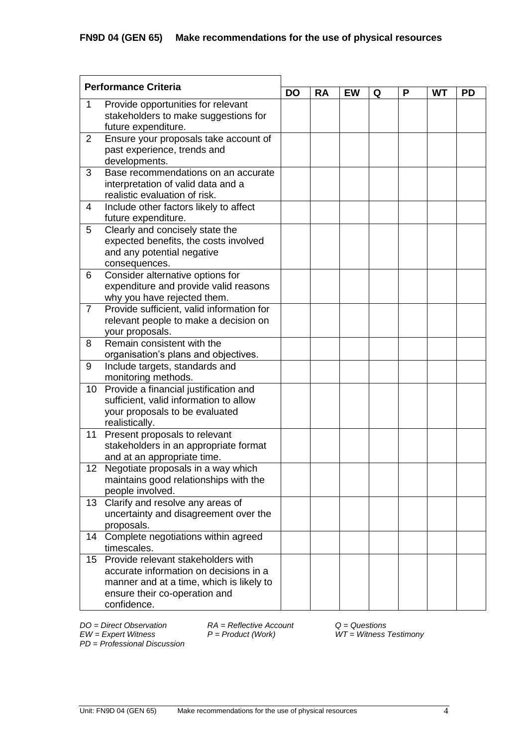## FN9D 04 (GEN 65) Make recommendations for the use of physical resources

| Performance Criteria | | DO | RA | EW | Q | P | WT | PD |
|---|---|---|---|---|---|---|---|---|
| 1 | Provide opportunities for relevant stakeholders to make suggestions for future expenditure. | | | | | | | |
| 2 | Ensure your proposals take account of past experience, trends and developments. | | | | | | | |
| 3 | Base recommendations on an accurate interpretation of valid data and a realistic evaluation of risk. | | | | | | | |
| 4 | Include other factors likely to affect future expenditure. | | | | | | | |
| 5 | Clearly and concisely state the expected benefits, the costs involved and any potential negative consequences. | | | | | | | |
| 6 | Consider alternative options for expenditure and provide valid reasons why you have rejected them. | | | | | | | |
| 7 | Provide sufficient, valid information for relevant people to make a decision on your proposals. | | | | | | | |
| 8 | Remain consistent with the organisation's plans and objectives. | | | | | | | |
| 9 | Include targets, standards and monitoring methods. | | | | | | | |
| 10 | Provide a financial justification and sufficient, valid information to allow your proposals to be evaluated realistically. | | | | | | | |
| 11 | Present proposals to relevant stakeholders in an appropriate format and at an appropriate time. | | | | | | | |
| 12 | Negotiate proposals in a way which maintains good relationships with the people involved. | | | | | | | |
| 13 | Clarify and resolve any areas of uncertainty and disagreement over the proposals. | | | | | | | |
| 14 | Complete negotiations within agreed timescales. | | | | | | | |
| 15 | Provide relevant stakeholders with accurate information on decisions in a manner and at a time, which is likely to ensure their co-operation and confidence. | | | | | | | |

*DO = Direct Observation* *RA = Reflective Account* *Q = Questions*
*EW = Expert Witness* *P = Product (Work)* *WT = Witness Testimony*
*PD = Professional Discussion*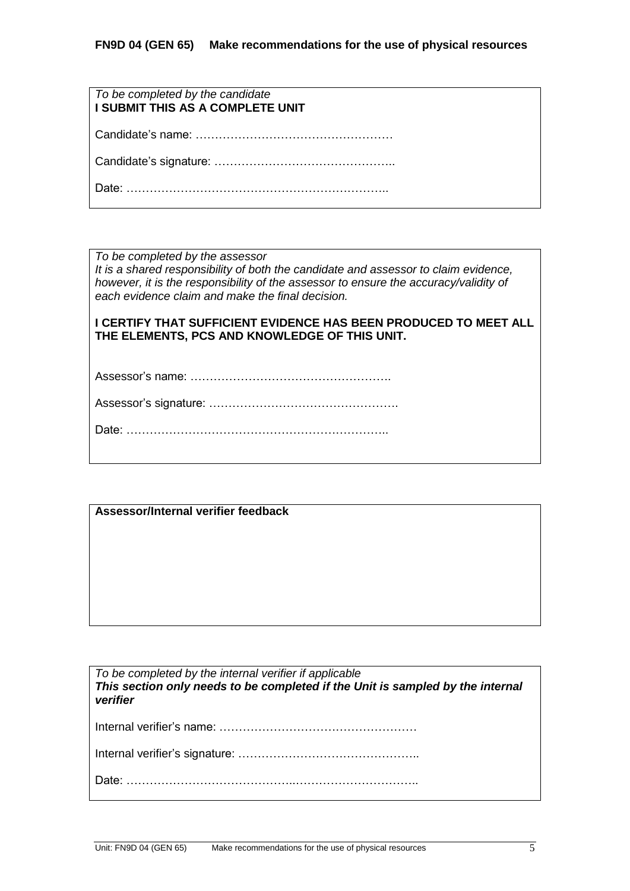**FN9D 04 (GEN 65) Make recommendations for the use of physical resources**

*To be completed by the candidate*
**I SUBMIT THIS AS A COMPLETE UNIT**

Candidate's name: ……………………………………………

Candidate's signature: ………………………………………..

Date: …………………………………………………………..

*To be completed by the assessor*
*It is a shared responsibility of both the candidate and assessor to claim evidence, however, it is the responsibility of the assessor to ensure the accuracy/validity of each evidence claim and make the final decision.*

**I CERTIFY THAT SUFFICIENT EVIDENCE HAS BEEN PRODUCED TO MEET ALL THE ELEMENTS, PCS AND KNOWLEDGE OF THIS UNIT.**

Assessor's name: …………………………………………….

Assessor's signature: ………………………………………….

Date: …………………………………………………………..

**Assessor/Internal verifier feedback**

*To be completed by the internal verifier if applicable*
***This section only needs to be completed if the Unit is sampled by the internal verifier***

Internal verifier's name: ……………………………………………

Internal verifier's signature: ………………………………………..

Date: …………………………………..…………………………..